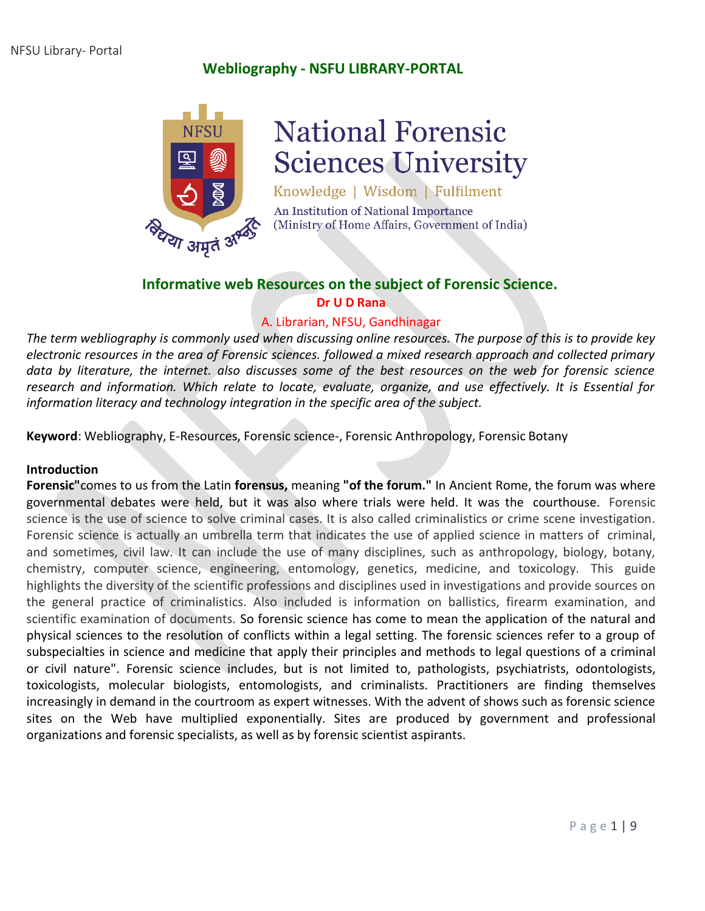## Webliography - NSFU LIBRARY-PORTAL

National Forensic Sciences University

Knowledge | Wisdom | Fulfilment

An Institution of National Importance
(Ministry of Home Affairs, Government of India)

# Informative web Resources on the subject of Forensic Science.

**Dr U D Rana**

A. Librarian, NFSU, Gandhinagar

*The term webliography is commonly used when discussing online resources. The purpose of this is to provide key electronic resources in the area of Forensic sciences. followed a mixed research approach and collected primary data by literature, the internet. also discusses some of the best resources on the web for forensic science research and information. Which relate to locate, evaluate, organize, and use effectively. It is Essential for information literacy and technology integration in the specific area of the subject.*

**Keyword**: Webliography, E-Resources, Forensic science-, Forensic Anthropology, Forensic Botany

**Introduction**

**Forensic"**comes to us from the Latin **forensus,** meaning **"of the forum."** In Ancient Rome, the forum was where governmental debates were held, but it was also where trials were held. It was the courthouse. Forensic science is the use of science to solve criminal cases. It is also called criminalistics or crime scene investigation. Forensic science is actually an umbrella term that indicates the use of applied science in matters of criminal, and sometimes, civil law. It can include the use of many disciplines, such as anthropology, biology, botany, chemistry, computer science, engineering, entomology, genetics, medicine, and toxicology. This guide highlights the diversity of the scientific professions and disciplines used in investigations and provide sources on the general practice of criminalistics. Also included is information on ballistics, firearm examination, and scientific examination of documents. So forensic science has come to mean the application of the natural and physical sciences to the resolution of conflicts within a legal setting. The forensic sciences refer to a group of subspecialties in science and medicine that apply their principles and methods to legal questions of a criminal or civil nature". Forensic science includes, but is not limited to, pathologists, psychiatrists, odontologists, toxicologists, molecular biologists, entomologists, and criminalists. Practitioners are finding themselves increasingly in demand in the courtroom as expert witnesses. With the advent of shows such as forensic science sites on the Web have multiplied exponentially. Sites are produced by government and professional organizations and forensic specialists, as well as by forensic scientist aspirants.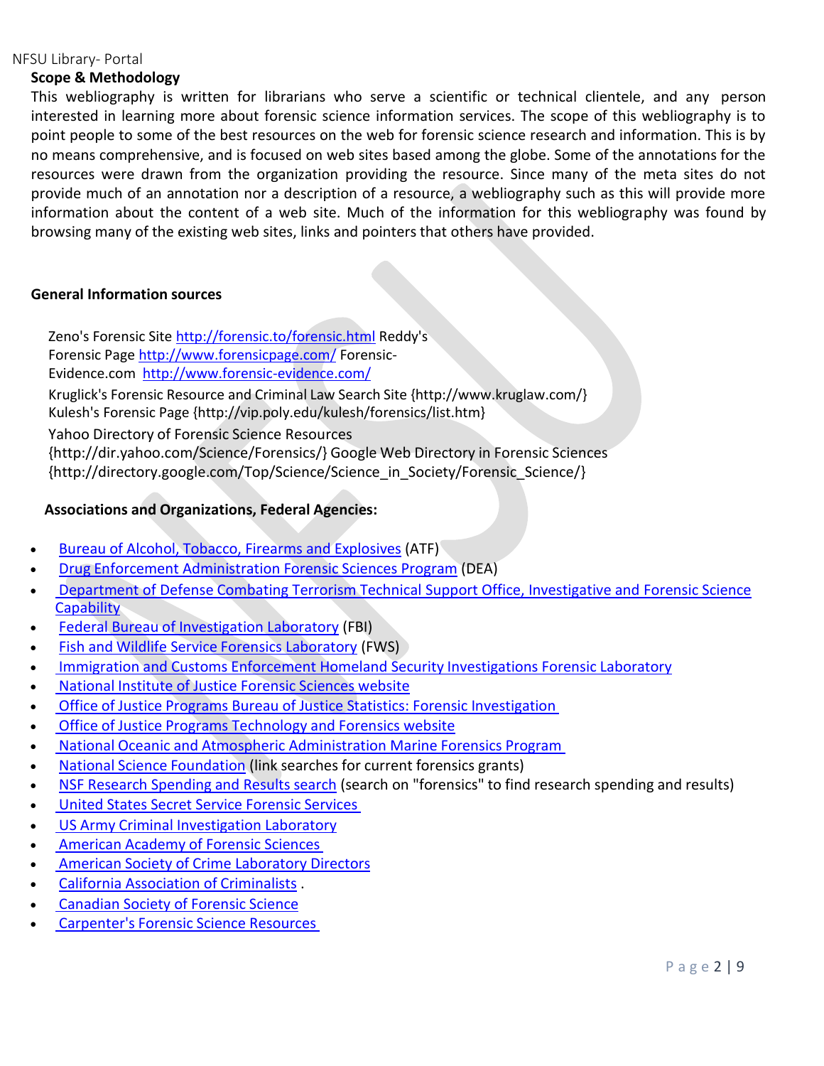## Scope & Methodology

This webliography is written for librarians who serve a scientific or technical clientele, and any person interested in learning more about forensic science information services. The scope of this webliography is to point people to some of the best resources on the web for forensic science research and information. This is by no means comprehensive, and is focused on web sites based among the globe. Some of the annotations for the resources were drawn from the organization providing the resource. Since many of the meta sites do not provide much of an annotation nor a description of a resource, a webliography such as this will provide more information about the content of a web site. Much of the information for this webliography was found by browsing many of the existing web sites, links and pointers that others have provided.

## General Information sources

Zeno's Forensic Site http://forensic.to/forensic.html Reddy's Forensic Page http://www.forensicpage.com/ Forensic-Evidence.com http://www.forensic-evidence.com/

Kruglick's Forensic Resource and Criminal Law Search Site {http://www.kruglaw.com/}
Kulesh's Forensic Page {http://vip.poly.edu/kulesh/forensics/list.htm}

Yahoo Directory of Forensic Science Resources
{http://dir.yahoo.com/Science/Forensics/} Google Web Directory in Forensic Sciences
{http://directory.google.com/Top/Science/Science_in_Society/Forensic_Science/}

## Associations and Organizations, Federal Agencies:

- Bureau of Alcohol, Tobacco, Firearms and Explosives (ATF)
- Drug Enforcement Administration Forensic Sciences Program (DEA)
- Department of Defense Combating Terrorism Technical Support Office, Investigative and Forensic Science Capability
- Federal Bureau of Investigation Laboratory (FBI)
- Fish and Wildlife Service Forensics Laboratory (FWS)
- Immigration and Customs Enforcement Homeland Security Investigations Forensic Laboratory
- National Institute of Justice Forensic Sciences website
- Office of Justice Programs Bureau of Justice Statistics: Forensic Investigation
- Office of Justice Programs Technology and Forensics website
- National Oceanic and Atmospheric Administration Marine Forensics Program
- National Science Foundation (link searches for current forensics grants)
- NSF Research Spending and Results search (search on "forensics" to find research spending and results)
- United States Secret Service Forensic Services
- US Army Criminal Investigation Laboratory
- American Academy of Forensic Sciences
- American Society of Crime Laboratory Directors
- California Association of Criminalists .
- Canadian Society of Forensic Science
- Carpenter's Forensic Science Resources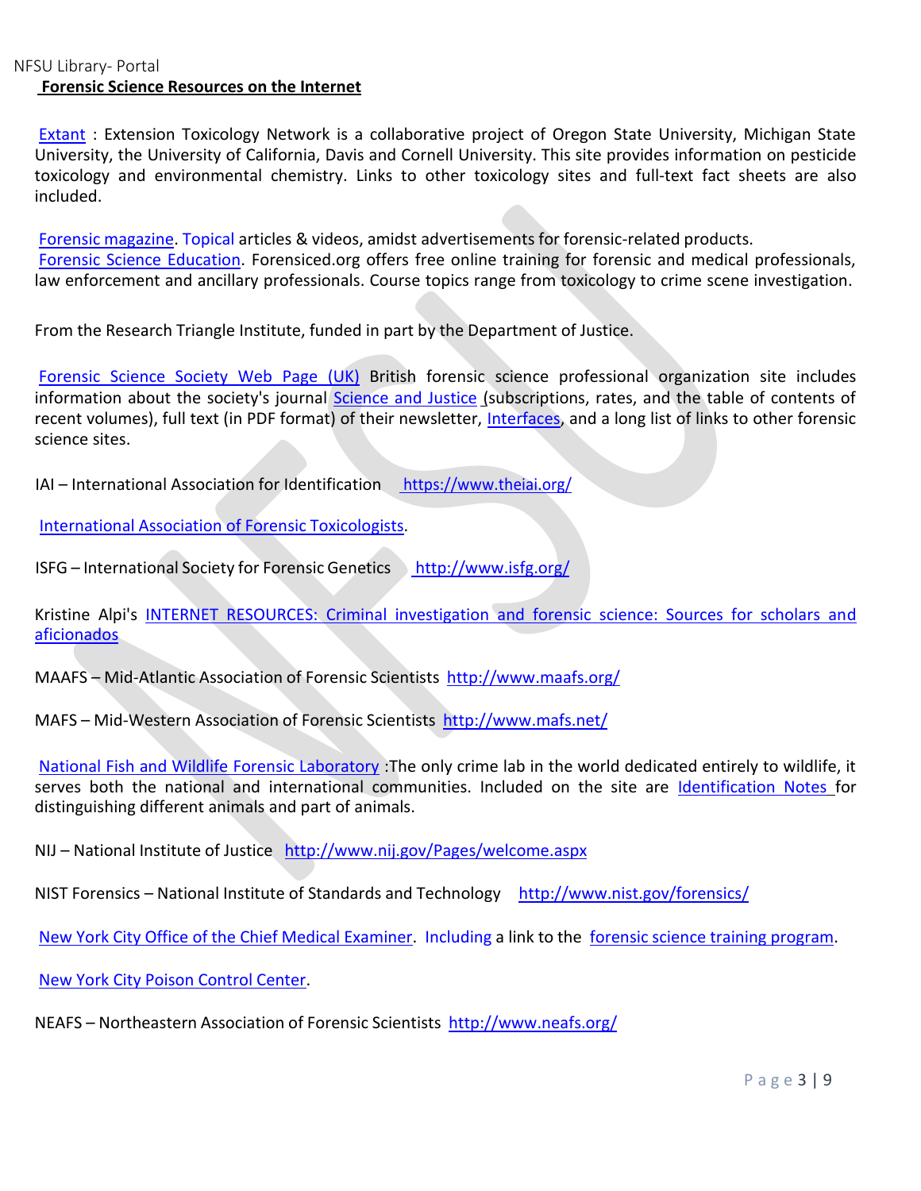NFSU Library- Portal

**Forensic Science Resources on the Internet**

Extant : Extension Toxicology Network is a collaborative project of Oregon State University, Michigan State University, the University of California, Davis and Cornell University. This site provides information on pesticide toxicology and environmental chemistry. Links to other toxicology sites and full-text fact sheets are also included.

Forensic magazine. Topical articles & videos, amidst advertisements for forensic-related products.
Forensic Science Education. Forensiced.org offers free online training for forensic and medical professionals, law enforcement and ancillary professionals. Course topics range from toxicology to crime scene investigation.

From the Research Triangle Institute, funded in part by the Department of Justice.

Forensic Science Society Web Page (UK) British forensic science professional organization site includes information about the society's journal Science and Justice (subscriptions, rates, and the table of contents of recent volumes), full text (in PDF format) of their newsletter, Interfaces, and a long list of links to other forensic science sites.

IAI – International Association for Identification https://www.theiai.org/

International Association of Forensic Toxicologists.

ISFG – International Society for Forensic Genetics http://www.isfg.org/

Kristine Alpi's INTERNET RESOURCES: Criminal investigation and forensic science: Sources for scholars and aficionados

MAAFS – Mid-Atlantic Association of Forensic Scientists http://www.maafs.org/

MAFS – Mid-Western Association of Forensic Scientists http://www.mafs.net/

National Fish and Wildlife Forensic Laboratory :The only crime lab in the world dedicated entirely to wildlife, it serves both the national and international communities. Included on the site are Identification Notes for distinguishing different animals and part of animals.

NIJ – National Institute of Justice http://www.nij.gov/Pages/welcome.aspx

NIST Forensics – National Institute of Standards and Technology http://www.nist.gov/forensics/

New York City Office of the Chief Medical Examiner. Including a link to the forensic science training program.

New York City Poison Control Center.

NEAFS – Northeastern Association of Forensic Scientists http://www.neafs.org/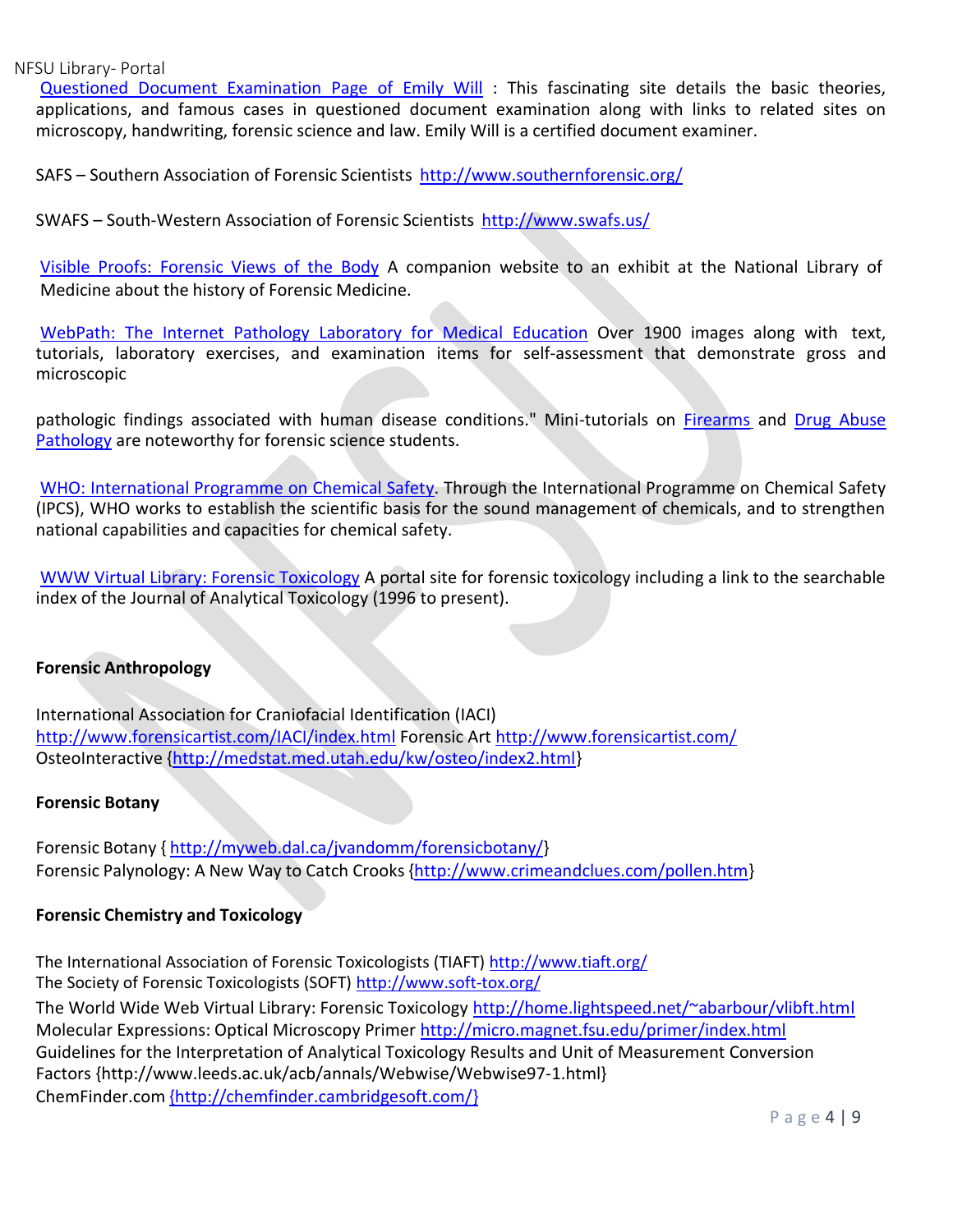[Questioned Document Examination Page of Emily Will](#) : This fascinating site details the basic theories, applications, and famous cases in questioned document examination along with links to related sites on microscopy, handwriting, forensic science and law. Emily Will is a certified document examiner.

SAFS – Southern Association of Forensic Scientists http://www.southernforensic.org/

SWAFS – South-Western Association of Forensic Scientists http://www.swafs.us/

Visible Proofs: Forensic Views of the Body A companion website to an exhibit at the National Library of Medicine about the history of Forensic Medicine.

WebPath: The Internet Pathology Laboratory for Medical Education Over 1900 images along with text, tutorials, laboratory exercises, and examination items for self-assessment that demonstrate gross and microscopic

pathologic findings associated with human disease conditions." Mini-tutorials on Firearms and Drug Abuse Pathology are noteworthy for forensic science students.

WHO: International Programme on Chemical Safety. Through the International Programme on Chemical Safety (IPCS), WHO works to establish the scientific basis for the sound management of chemicals, and to strengthen national capabilities and capacities for chemical safety.

WWW Virtual Library: Forensic Toxicology A portal site for forensic toxicology including a link to the searchable index of the Journal of Analytical Toxicology (1996 to present).

**Forensic Anthropology**

International Association for Craniofacial Identification (IACI)
http://www.forensicartist.com/IACI/index.html Forensic Art http://www.forensicartist.com/
OsteoInteractive {http://medstat.med.utah.edu/kw/osteo/index2.html}

**Forensic Botany**

Forensic Botany { http://myweb.dal.ca/jvandomm/forensicbotany/}
Forensic Palynology: A New Way to Catch Crooks {http://www.crimeandclues.com/pollen.htm}

**Forensic Chemistry and Toxicology**

The International Association of Forensic Toxicologists (TIAFT) http://www.tiaft.org/
The Society of Forensic Toxicologists (SOFT) http://www.soft-tox.org/
The World Wide Web Virtual Library: Forensic Toxicology http://home.lightspeed.net/~abarbour/vlibft.html
Molecular Expressions: Optical Microscopy Primer http://micro.magnet.fsu.edu/primer/index.html
Guidelines for the Interpretation of Analytical Toxicology Results and Unit of Measurement Conversion Factors {http://www.leeds.ac.uk/acb/annals/Webwise/Webwise97-1.html}
ChemFinder.com {http://chemfinder.cambridgesoft.com/}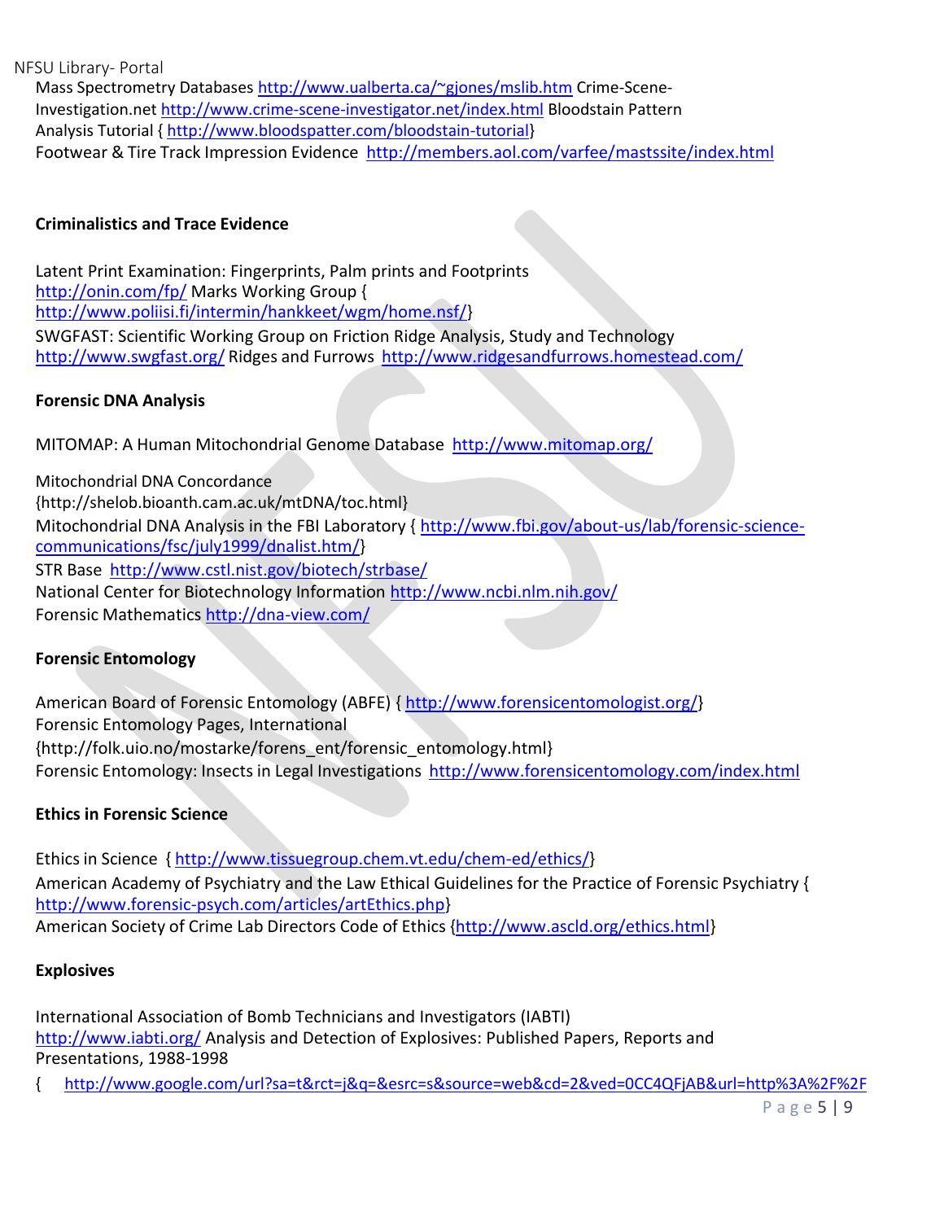Mass Spectrometry Databases http://www.ualberta.ca/~gjones/mslib.htm Crime-Scene-Investigation.net http://www.crime-scene-investigator.net/index.html Bloodstain Pattern Analysis Tutorial { http://www.bloodspatter.com/bloodstain-tutorial}
Footwear & Tire Track Impression Evidence http://members.aol.com/varfee/mastssite/index.html

**Criminalistics and Trace Evidence**

Latent Print Examination: Fingerprints, Palm prints and Footprints
http://onin.com/fp/ Marks Working Group {
http://www.poliisi.fi/intermin/hankkeet/wgm/home.nsf/}
SWGFAST: Scientific Working Group on Friction Ridge Analysis, Study and Technology
http://www.swgfast.org/ Ridges and Furrows http://www.ridgesandfurrows.homestead.com/

**Forensic DNA Analysis**

MITOMAP: A Human Mitochondrial Genome Database http://www.mitomap.org/

Mitochondrial DNA Concordance
{http://shelob.bioanth.cam.ac.uk/mtDNA/toc.html}
Mitochondrial DNA Analysis in the FBI Laboratory { http://www.fbi.gov/about-us/lab/forensic-science-communications/fsc/july1999/dnalist.htm/}
STR Base http://www.cstl.nist.gov/biotech/strbase/
National Center for Biotechnology Information http://www.ncbi.nlm.nih.gov/
Forensic Mathematics http://dna-view.com/

**Forensic Entomology**

American Board of Forensic Entomology (ABFE) { http://www.forensicentomologist.org/}
Forensic Entomology Pages, International
{http://folk.uio.no/mostarke/forens_ent/forensic_entomology.html}
Forensic Entomology: Insects in Legal Investigations http://www.forensicentomology.com/index.html

**Ethics in Forensic Science**

Ethics in Science { http://www.tissuegroup.chem.vt.edu/chem-ed/ethics/}
American Academy of Psychiatry and the Law Ethical Guidelines for the Practice of Forensic Psychiatry { http://www.forensic-psych.com/articles/artEthics.php}
American Society of Crime Lab Directors Code of Ethics {http://www.ascld.org/ethics.html}

**Explosives**

International Association of Bomb Technicians and Investigators (IABTI)
http://www.iabti.org/ Analysis and Detection of Explosives: Published Papers, Reports and Presentations, 1988-1998

{ http://www.google.com/url?sa=t&rct=j&q=&esrc=s&source=web&cd=2&ved=0CC4QFjAB&url=http%3A%2F%2F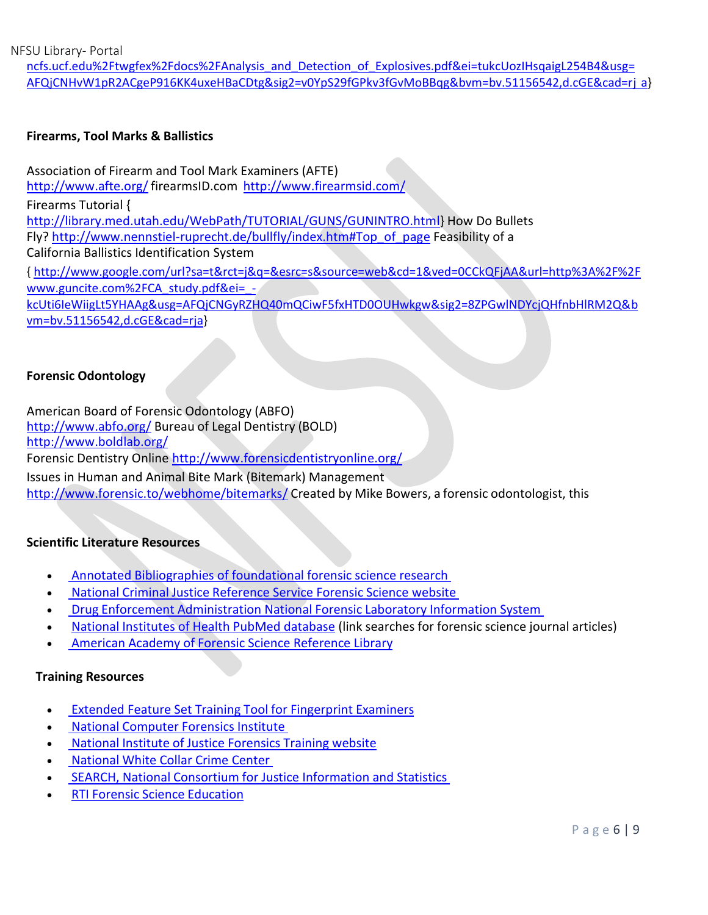ncfs.ucf.edu%2Ftwgfex%2Fdocs%2FAnalysis_and_Detection_of_Explosives.pdf&ei=tukcUozIHsqaigL254B4&usg=AFQjCNHvW1pR2ACgeP916KK4uxeHBaCDtg&sig2=v0YpS29fGPkv3fGvMoBBqg&bvm=bv.51156542,d.cGE&cad=rj a}

**Firearms, Tool Marks & Ballistics**

Association of Firearm and Tool Mark Examiners (AFTE) http://www.afte.org/ firearmsID.com http://www.firearmsid.com/
Firearms Tutorial { http://library.med.utah.edu/WebPath/TUTORIAL/GUNS/GUNINTRO.html} How Do Bullets Fly? http://www.nennstiel-ruprecht.de/bullfly/index.htm#Top_of_page Feasibility of a California Ballistics Identification System
{ http://www.google.com/url?sa=t&rct=j&q=&esrc=s&source=web&cd=1&ved=0CCkQFjAA&url=http%3A%2F%2Fwww.guncite.com%2FCA_study.pdf&ei=_-kcUti6IeWiigLt5YHAAg&usg=AFQjCNGyRZHQ40mQCiwF5fxHTD0OUHwkgw&sig2=8ZPGwlNDYcjQHfnbHlRM2Q&bvm=bv.51156542,d.cGE&cad=rja}

**Forensic Odontology**

American Board of Forensic Odontology (ABFO) http://www.abfo.org/ Bureau of Legal Dentistry (BOLD) http://www.boldlab.org/
Forensic Dentistry Online http://www.forensicdentistryonline.org/
Issues in Human and Animal Bite Mark (Bitemark) Management http://www.forensic.to/webhome/bitemarks/ Created by Mike Bowers, a forensic odontologist, this

**Scientific Literature Resources**

- Annotated Bibliographies of foundational forensic science research
- National Criminal Justice Reference Service Forensic Science website
- Drug Enforcement Administration National Forensic Laboratory Information System
- National Institutes of Health PubMed database (link searches for forensic science journal articles)
- American Academy of Forensic Science Reference Library

**Training Resources**

- Extended Feature Set Training Tool for Fingerprint Examiners
- National Computer Forensics Institute
- National Institute of Justice Forensics Training website
- National White Collar Crime Center
- SEARCH, National Consortium for Justice Information and Statistics
- RTI Forensic Science Education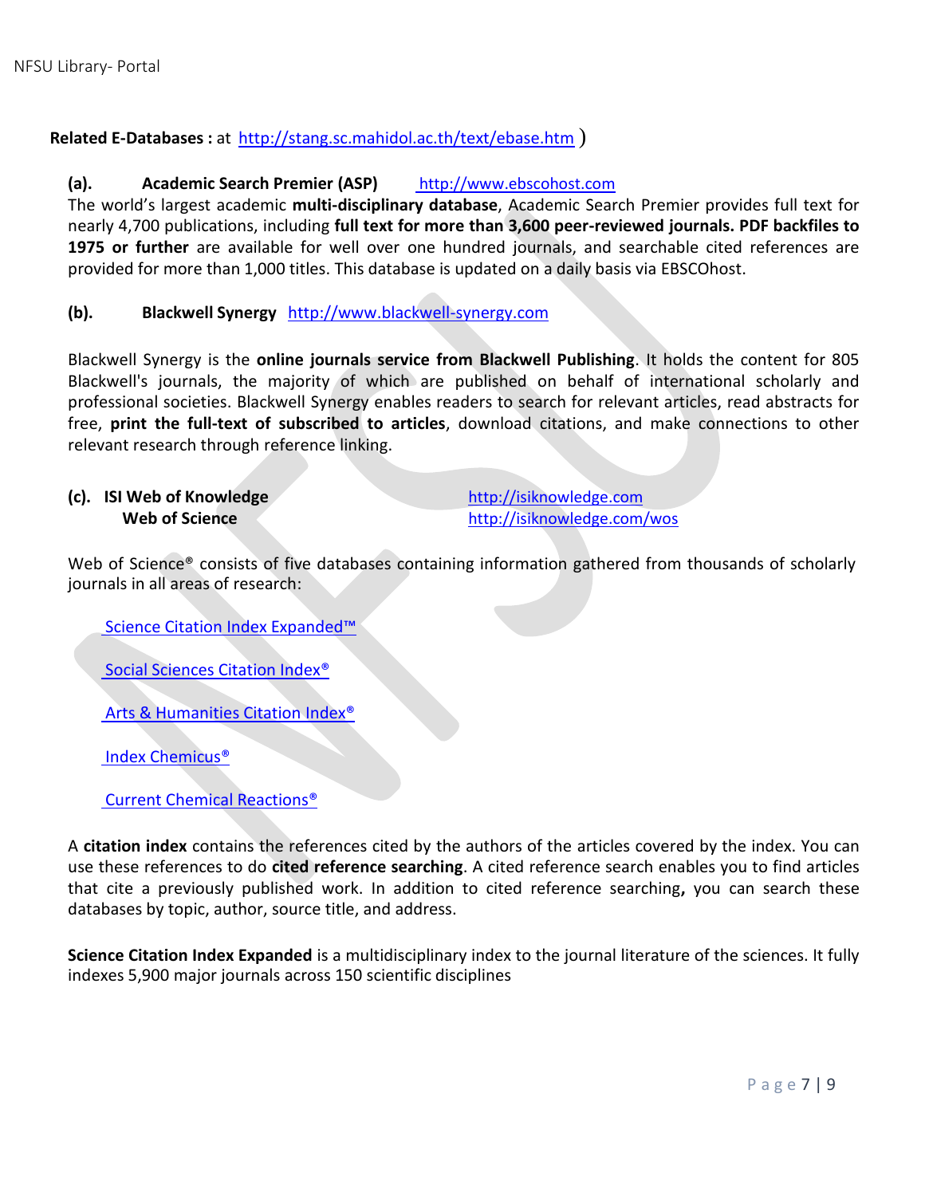**Related E-Databases :** at http://stang.sc.mahidol.ac.th/text/ebase.htm )

**(a). Academic Search Premier (ASP)** http://www.ebscohost.com

The world's largest academic **multi-disciplinary database**, Academic Search Premier provides full text for nearly 4,700 publications, including **full text for more than 3,600 peer-reviewed journals. PDF backfiles to 1975 or further** are available for well over one hundred journals, and searchable cited references are provided for more than 1,000 titles. This database is updated on a daily basis via EBSCOhost.

**(b). Blackwell Synergy** http://www.blackwell-synergy.com

Blackwell Synergy is the **online journals service from Blackwell Publishing**. It holds the content for 805 Blackwell's journals, the majority of which are published on behalf of international scholarly and professional societies. Blackwell Synergy enables readers to search for relevant articles, read abstracts for free, **print the full-text of subscribed to articles**, download citations, and make connections to other relevant research through reference linking.

**(c). ISI Web of Knowledge** http://isiknowledge.com

**Web of Science** http://isiknowledge.com/wos

Web of Science® consists of five databases containing information gathered from thousands of scholarly journals in all areas of research:

- Science Citation Index Expanded™
- Social Sciences Citation Index®
- Arts & Humanities Citation Index®
- Index Chemicus®
- Current Chemical Reactions®

A **citation index** contains the references cited by the authors of the articles covered by the index. You can use these references to do **cited reference searching**. A cited reference search enables you to find articles that cite a previously published work. In addition to cited reference searching**,** you can search these databases by topic, author, source title, and address.

**Science Citation Index Expanded** is a multidisciplinary index to the journal literature of the sciences. It fully indexes 5,900 major journals across 150 scientific disciplines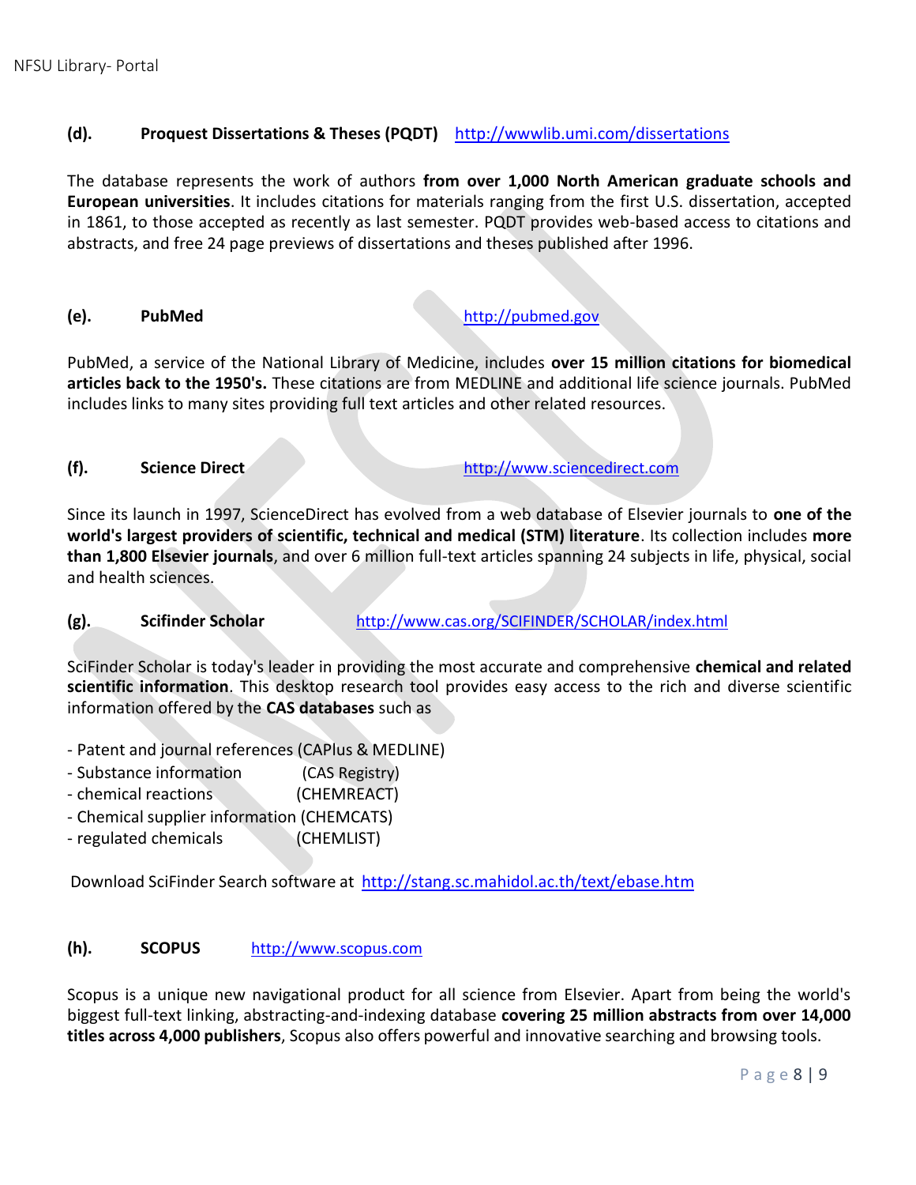**(d). Proquest Dissertations & Theses (PQDT)** http://wwwlib.umi.com/dissertations

The database represents the work of authors **from over 1,000 North American graduate schools and European universities**. It includes citations for materials ranging from the first U.S. dissertation, accepted in 1861, to those accepted as recently as last semester. PQDT provides web-based access to citations and abstracts, and free 24 page previews of dissertations and theses published after 1996.

**(e). PubMed** http://pubmed.gov

PubMed, a service of the National Library of Medicine, includes **over 15 million citations for biomedical articles back to the 1950's.** These citations are from MEDLINE and additional life science journals. PubMed includes links to many sites providing full text articles and other related resources.

**(f). Science Direct** http://www.sciencedirect.com

Since its launch in 1997, ScienceDirect has evolved from a web database of Elsevier journals to **one of the world's largest providers of scientific, technical and medical (STM) literature**. Its collection includes **more than 1,800 Elsevier journals**, and over 6 million full-text articles spanning 24 subjects in life, physical, social and health sciences.

**(g). Scifinder Scholar** http://www.cas.org/SCIFINDER/SCHOLAR/index.html

SciFinder Scholar is today's leader in providing the most accurate and comprehensive **chemical and related scientific information**. This desktop research tool provides easy access to the rich and diverse scientific information offered by the **CAS databases** such as

- Patent and journal references (CAPlus & MEDLINE)
- Substance information (CAS Registry)
- chemical reactions (CHEMREACT)
- Chemical supplier information (CHEMCATS)
- regulated chemicals (CHEMLIST)

Download SciFinder Search software at http://stang.sc.mahidol.ac.th/text/ebase.htm

**(h). SCOPUS** http://www.scopus.com

Scopus is a unique new navigational product for all science from Elsevier. Apart from being the world's biggest full-text linking, abstracting-and-indexing database **covering 25 million abstracts from over 14,000 titles across 4,000 publishers**, Scopus also offers powerful and innovative searching and browsing tools.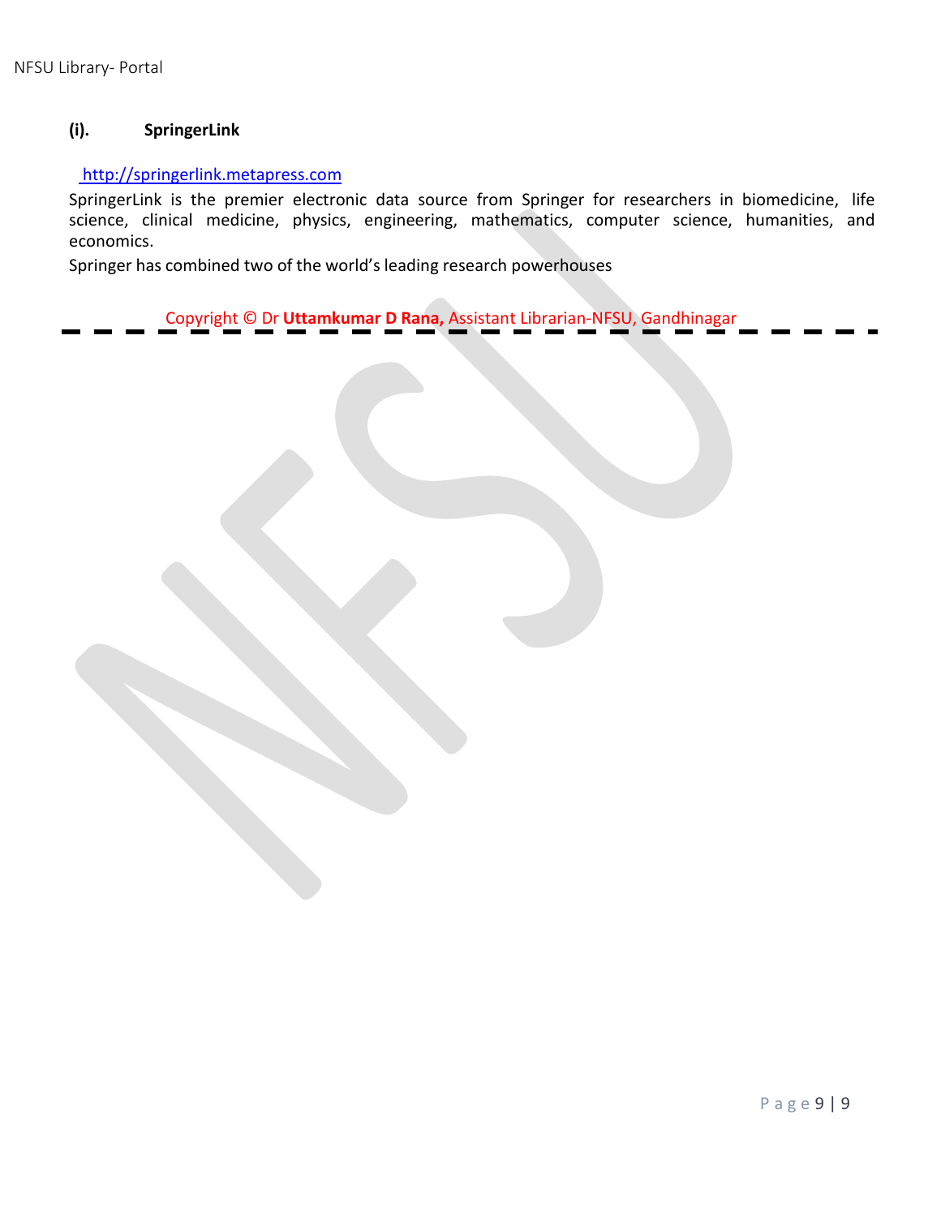### (i). SpringerLink

[http://springerlink.metapress.com](http://springerlink.metapress.com)

SpringerLink is the premier electronic data source from Springer for researchers in biomedicine, life science, clinical medicine, physics, engineering, mathematics, computer science, humanities, and economics.

Springer has combined two of the world's leading research powerhouses

Copyright © Dr **Uttamkumar D Rana,** Assistant Librarian-NFSU, Gandhinagar